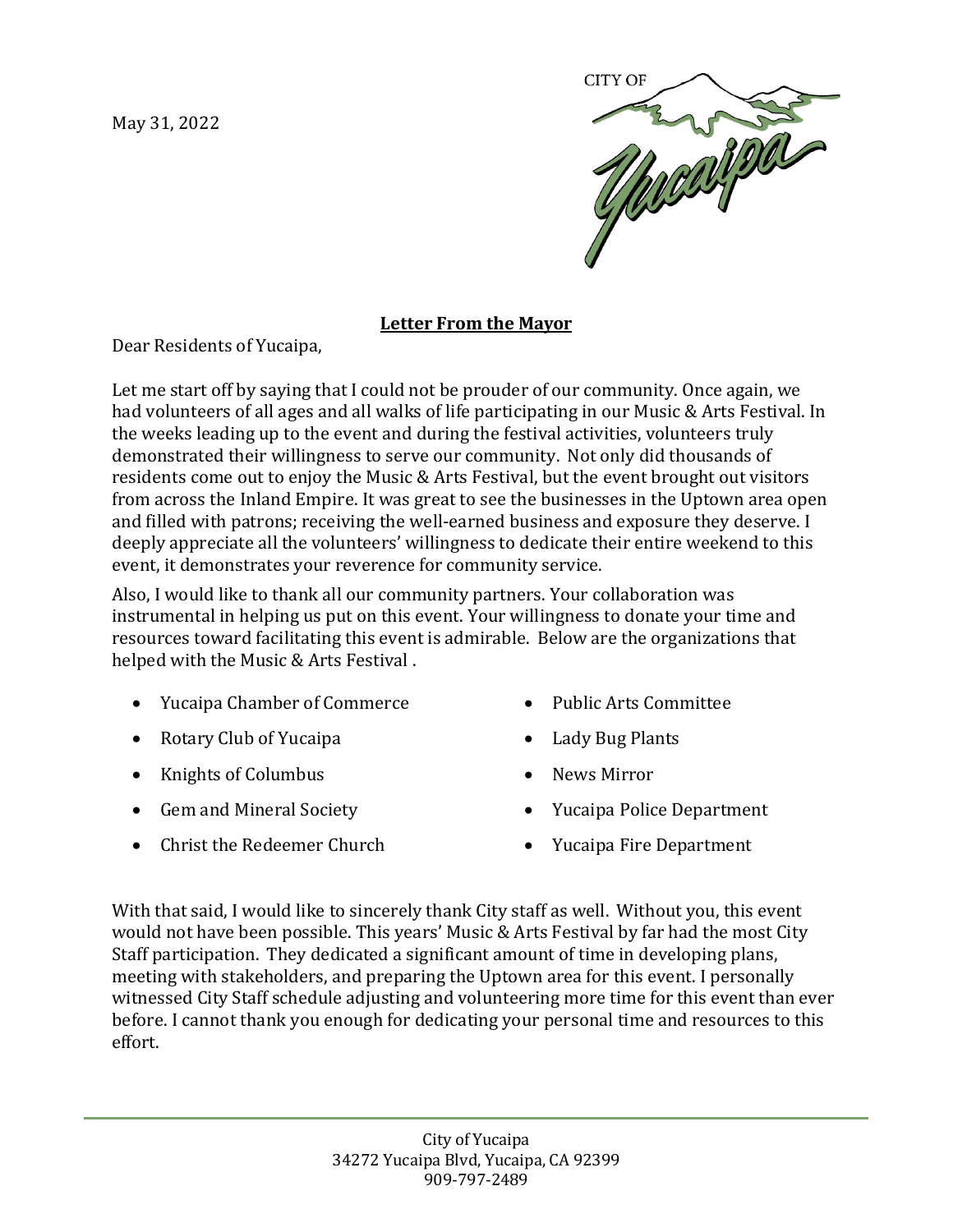May 31, 2022

CITY OF Yucaipa

## Letter From the Mayor

Dear Residents of Yucaipa,

Let me start off by saying that I could not be prouder of our community. Once again, we had volunteers of all ages and all walks of life participating in our Music & Arts Festival. In the weeks leading up to the event and during the festival activities, volunteers truly demonstrated their willingness to serve our community. Not only did thousands of residents come out to enjoy the Music & Arts Festival, but the event brought out visitors from across the Inland Empire. It was great to see the businesses in the Uptown area open and filled with patrons; receiving the well-earned business and exposure they deserve. I deeply appreciate all the volunteers' willingness to dedicate their entire weekend to this event, it demonstrates your reverence for community service.

Also, I would like to thank all our community partners. Your collaboration was instrumental in helping us put on this event. Your willingness to donate your time and resources toward facilitating this event is admirable. Below are the organizations that helped with the Music & Arts Festival .

- Yucaipa Chamber of Commerce
- Rotary Club of Yucaipa
- Knights of Columbus
- Gem and Mineral Society
- Christ the Redeemer Church
- Public Arts Committee
- Lady Bug Plants
- News Mirror
- Yucaipa Police Department
- Yucaipa Fire Department

With that said, I would like to sincerely thank City staff as well. Without you, this event would not have been possible. This years' Music & Arts Festival by far had the most City Staff participation. They dedicated a significant amount of time in developing plans, meeting with stakeholders, and preparing the Uptown area for this event. I personally witnessed City Staff schedule adjusting and volunteering more time for this event than ever before. I cannot thank you enough for dedicating your personal time and resources to this effort.

City of Yucaipa
34272 Yucaipa Blvd, Yucaipa, CA 92399
909-797-2489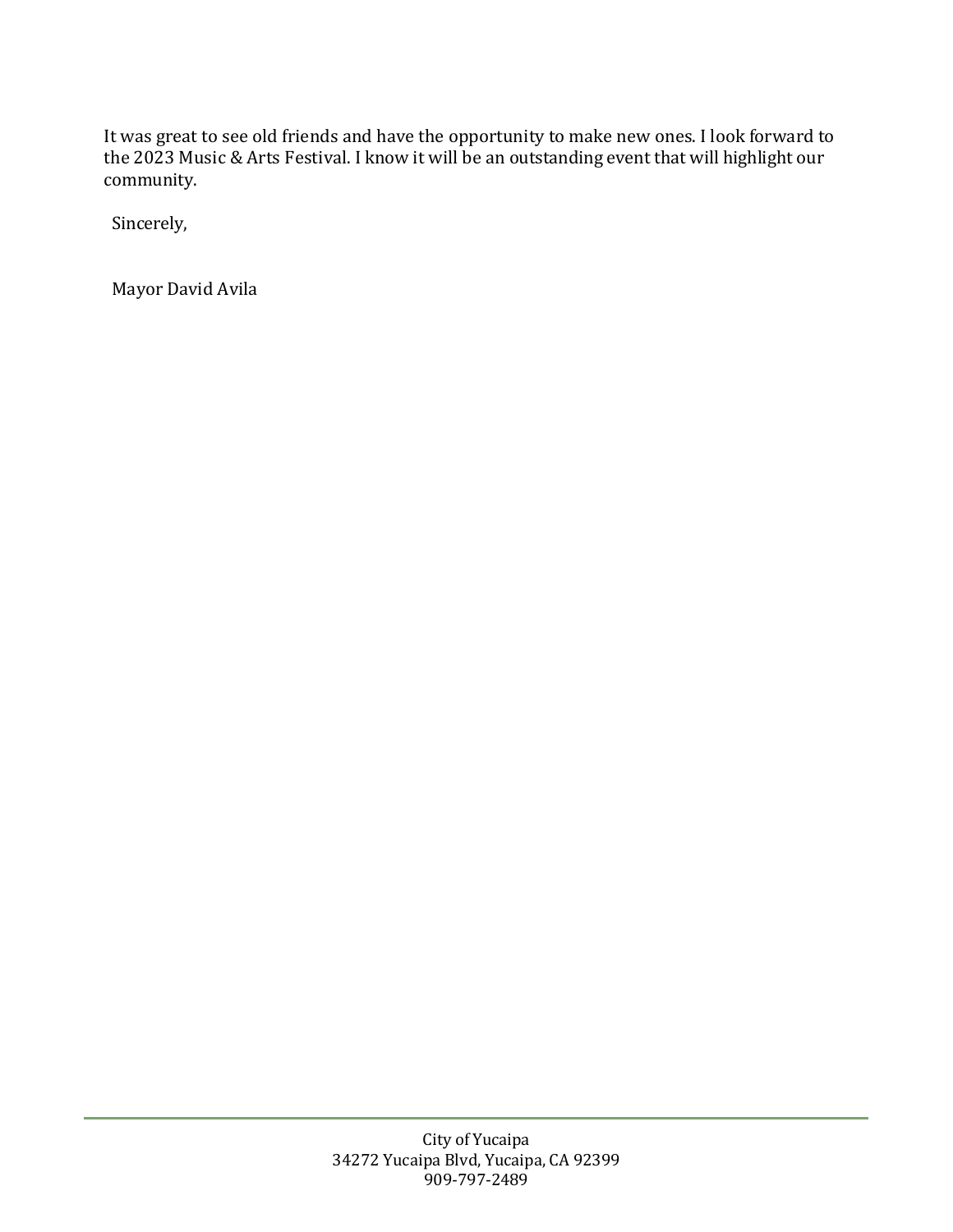It was great to see old friends and have the opportunity to make new ones. I look forward to the 2023 Music & Arts Festival. I know it will be an outstanding event that will highlight our community.

Sincerely,

Mayor David Avila